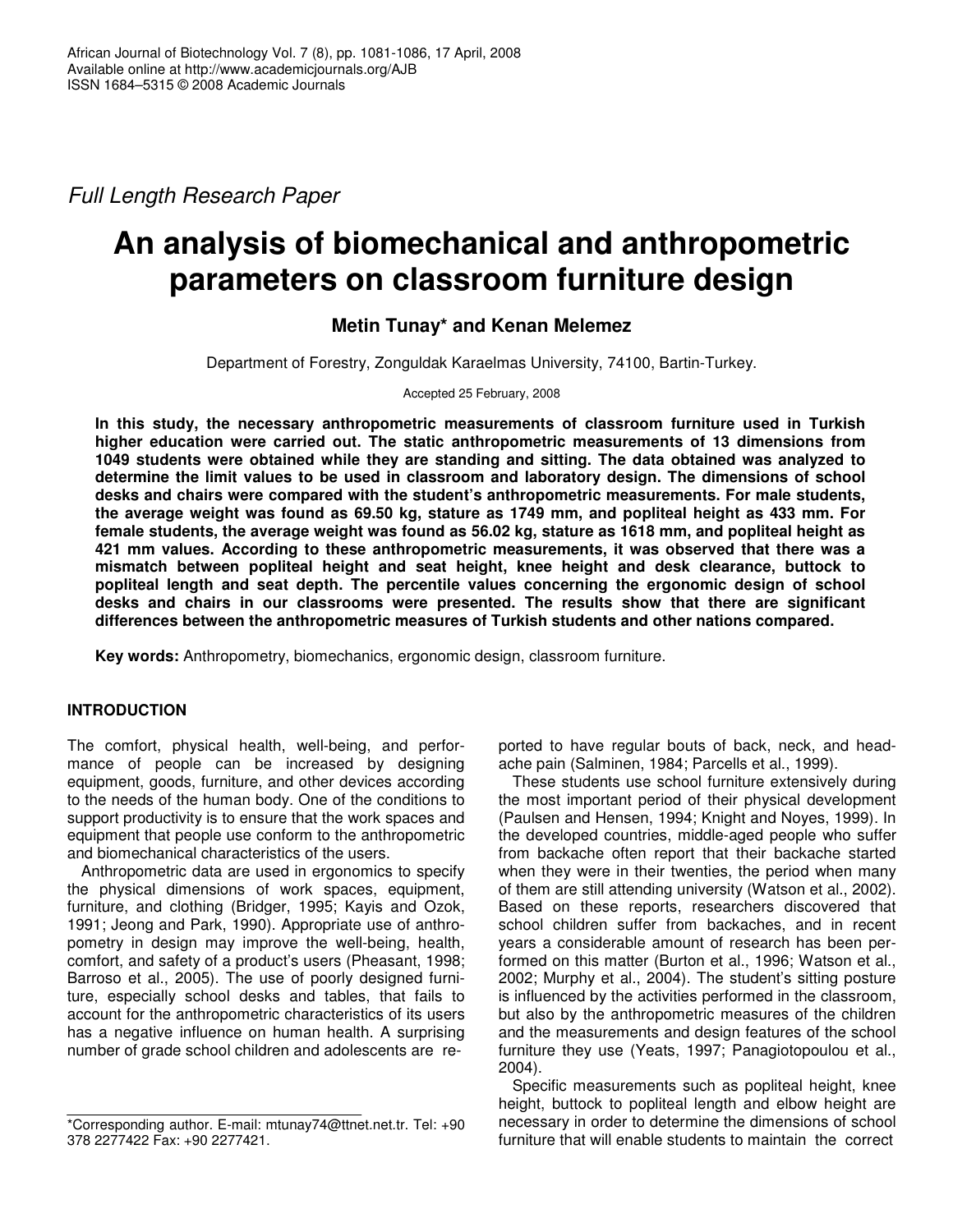*Full Length Research Paper*

# An analysis of biomechanical and anthropometric parameters on classroom furniture design

**Metin Tunay\* and Kenan Melemez**

Department of Forestry, Zonguldak Karaelmas University, 74100, Bartin-Turkey.

Accepted 25 February, 2008

**In this study, the necessary anthropometric measurements of classroom furniture used in Turkish higher education were carried out. The static anthropometric measurements of 13 dimensions from 1049 students were obtained while they are standing and sitting. The data obtained was analyzed to determine the limit values to be used in classroom and laboratory design. The dimensions of school desks and chairs were compared with the student's anthropometric measurements. For male students, the average weight was found as 69.50 kg, stature as 1749 mm, and popliteal height as 433 mm. For female students, the average weight was found as 56.02 kg, stature as 1618 mm, and popliteal height as 421 mm values. According to these anthropometric measurements, it was observed that there was a mismatch between popliteal height and seat height, knee height and desk clearance, buttock to popliteal length and seat depth. The percentile values concerning the ergonomic design of school desks and chairs in our classrooms were presented. The results show that there are significant differences between the anthropometric measures of Turkish students and other nations compared.**

**Key words:** Anthropometry, biomechanics, ergonomic design, classroom furniture.

## INTRODUCTION

The comfort, physical health, well-being, and performance of people can be increased by designing equipment, goods, furniture, and other devices according to the needs of the human body. One of the conditions to support productivity is to ensure that the work spaces and equipment that people use conform to the anthropometric and biomechanical characteristics of the users.

Anthropometric data are used in ergonomics to specify the physical dimensions of work spaces, equipment, furniture, and clothing (Bridger, 1995; Kayis and Ozok, 1991; Jeong and Park, 1990). Appropriate use of anthropometry in design may improve the well-being, health, comfort, and safety of a product's users (Pheasant, 1998; Barroso et al., 2005). The use of poorly designed furniture, especially school desks and tables, that fails to account for the anthropometric characteristics of its users has a negative influence on human health. A surprising number of grade school children and adolescents are reported to have regular bouts of back, neck, and headache pain (Salminen, 1984; Parcells et al., 1999).

These students use school furniture extensively during the most important period of their physical development (Paulsen and Hensen, 1994; Knight and Noyes, 1999). In the developed countries, middle-aged people who suffer from backache often report that their backache started when they were in their twenties, the period when many of them are still attending university (Watson et al., 2002). Based on these reports, researchers discovered that school children suffer from backaches, and in recent years a considerable amount of research has been performed on this matter (Burton et al., 1996; Watson et al., 2002; Murphy et al., 2004). The student's sitting posture is influenced by the activities performed in the classroom, but also by the anthropometric measures of the children and the measurements and design features of the school furniture they use (Yeats, 1997; Panagiotopoulou et al., 2004).

Specific measurements such as popliteal height, knee height, buttock to popliteal length and elbow height are necessary in order to determine the dimensions of school furniture that will enable students to maintain the correct

\*Corresponding author. E-mail: mtunay74@ttnet.net.tr. Tel: +90 378 2277422 Fax: +90 2277421.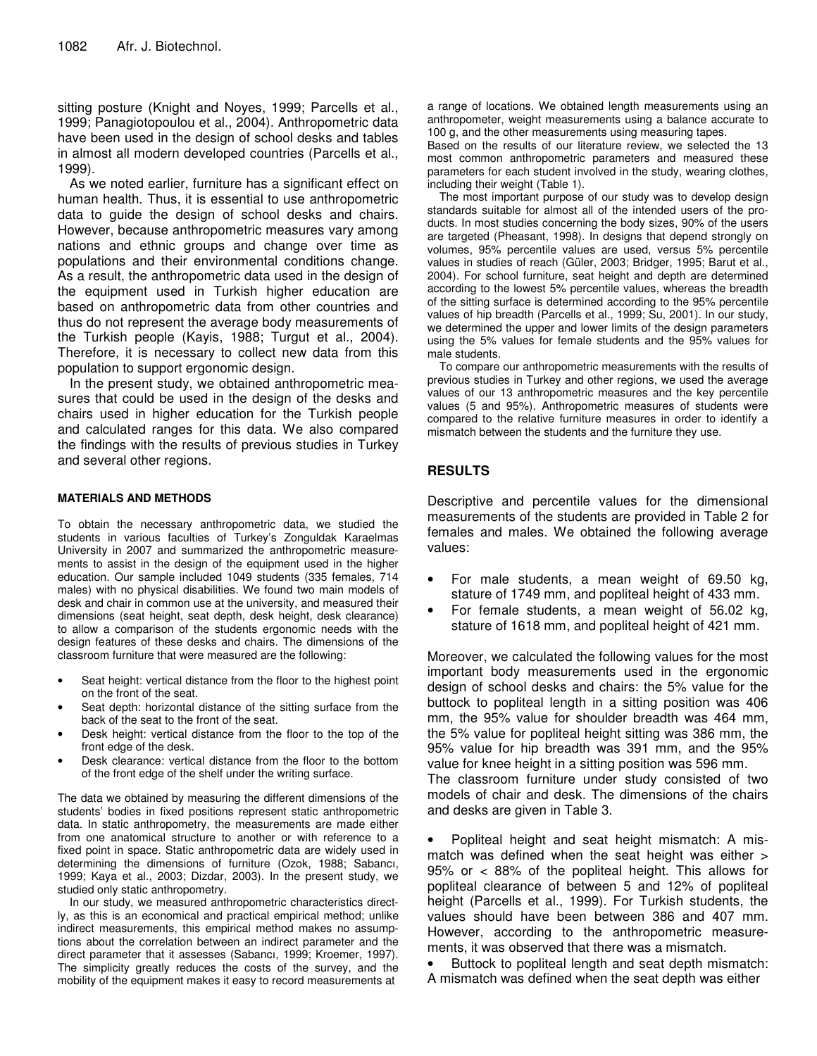sitting posture (Knight and Noyes, 1999; Parcells et al., 1999; Panagiotopoulou et al., 2004). Anthropometric data have been used in the design of school desks and tables in almost all modern developed countries (Parcells et al., 1999).

As we noted earlier, furniture has a significant effect on human health. Thus, it is essential to use anthropometric data to guide the design of school desks and chairs. However, because anthropometric measures vary among nations and ethnic groups and change over time as populations and their environmental conditions change. As a result, the anthropometric data used in the design of the equipment used in Turkish higher education are based on anthropometric data from other countries and thus do not represent the average body measurements of the Turkish people (Kayis, 1988; Turgut et al., 2004). Therefore, it is necessary to collect new data from this population to support ergonomic design.

In the present study, we obtained anthropometric measures that could be used in the design of the desks and chairs used in higher education for the Turkish people and calculated ranges for this data. We also compared the findings with the results of previous studies in Turkey and several other regions.

#### MATERIALS AND METHODS

To obtain the necessary anthropometric data, we studied the students in various faculties of Turkey's Zonguldak Karaelmas University in 2007 and summarized the anthropometric measurements to assist in the design of the equipment used in the higher education. Our sample included 1049 students (335 females, 714 males) with no physical disabilities. We found two main models of desk and chair in common use at the university, and measured their dimensions (seat height, seat depth, desk height, desk clearance) to allow a comparison of the students ergonomic needs with the design features of these desks and chairs. The dimensions of the classroom furniture that were measured are the following:

- Seat height: vertical distance from the floor to the highest point on the front of the seat.
- Seat depth: horizontal distance of the sitting surface from the back of the seat to the front of the seat.
- Desk height: vertical distance from the floor to the top of the front edge of the desk.
- Desk clearance: vertical distance from the floor to the bottom of the front edge of the shelf under the writing surface.

The data we obtained by measuring the different dimensions of the students' bodies in fixed positions represent static anthropometric data. In static anthropometry, the measurements are made either from one anatomical structure to another or with reference to a fixed point in space. Static anthropometric data are widely used in determining the dimensions of furniture (Ozok, 1988; Sabancı, 1999; Kaya et al., 2003; Dizdar, 2003). In the present study, we studied only static anthropometry.

In our study, we measured anthropometric characteristics directly, as this is an economical and practical empirical method; unlike indirect measurements, this empirical method makes no assumptions about the correlation between an indirect parameter and the direct parameter that it assesses (Sabancı, 1999; Kroemer, 1997). The simplicity greatly reduces the costs of the survey, and the mobility of the equipment makes it easy to record measurements at a range of locations. We obtained length measurements using an anthropometer, weight measurements using a balance accurate to 100 g, and the other measurements using measuring tapes.

Based on the results of our literature review, we selected the 13 most common anthropometric parameters and measured these parameters for each student involved in the study, wearing clothes, including their weight (Table 1).

The most important purpose of our study was to develop design standards suitable for almost all of the intended users of the products. In most studies concerning the body sizes, 90% of the users are targeted (Pheasant, 1998). In designs that depend strongly on volumes, 95% percentile values are used, versus 5% percentile values in studies of reach (Güler, 2003; Bridger, 1995; Barut et al., 2004). For school furniture, seat height and depth are determined according to the lowest 5% percentile values, whereas the breadth of the sitting surface is determined according to the 95% percentile values of hip breadth (Parcells et al., 1999; Su, 2001). In our study, we determined the upper and lower limits of the design parameters using the 5% values for female students and the 95% values for male students.

To compare our anthropometric measurements with the results of previous studies in Turkey and other regions, we used the average values of our 13 anthropometric measures and the key percentile values (5 and 95%). Anthropometric measures of students were compared to the relative furniture measures in order to identify a mismatch between the students and the furniture they use.

## RESULTS

Descriptive and percentile values for the dimensional measurements of the students are provided in Table 2 for females and males. We obtained the following average values:

- For male students, a mean weight of 69.50 kg, stature of 1749 mm, and popliteal height of 433 mm.
- For female students, a mean weight of 56.02 kg, stature of 1618 mm, and popliteal height of 421 mm.

Moreover, we calculated the following values for the most important body measurements used in the ergonomic design of school desks and chairs: the 5% value for the buttock to popliteal length in a sitting position was 406 mm, the 95% value for shoulder breadth was 464 mm, the 5% value for popliteal height sitting was 386 mm, the 95% value for hip breadth was 391 mm, and the 95% value for knee height in a sitting position was 596 mm.

The classroom furniture under study consisted of two models of chair and desk. The dimensions of the chairs and desks are given in Table 3.

- Popliteal height and seat height mismatch: A mismatch was defined when the seat height was either > 95% or < 88% of the popliteal height. This allows for popliteal clearance of between 5 and 12% of popliteal height (Parcells et al., 1999). For Turkish students, the values should have been between 386 and 407 mm. However, according to the anthropometric measurements, it was observed that there was a mismatch.
- Buttock to popliteal length and seat depth mismatch: A mismatch was defined when the seat depth was either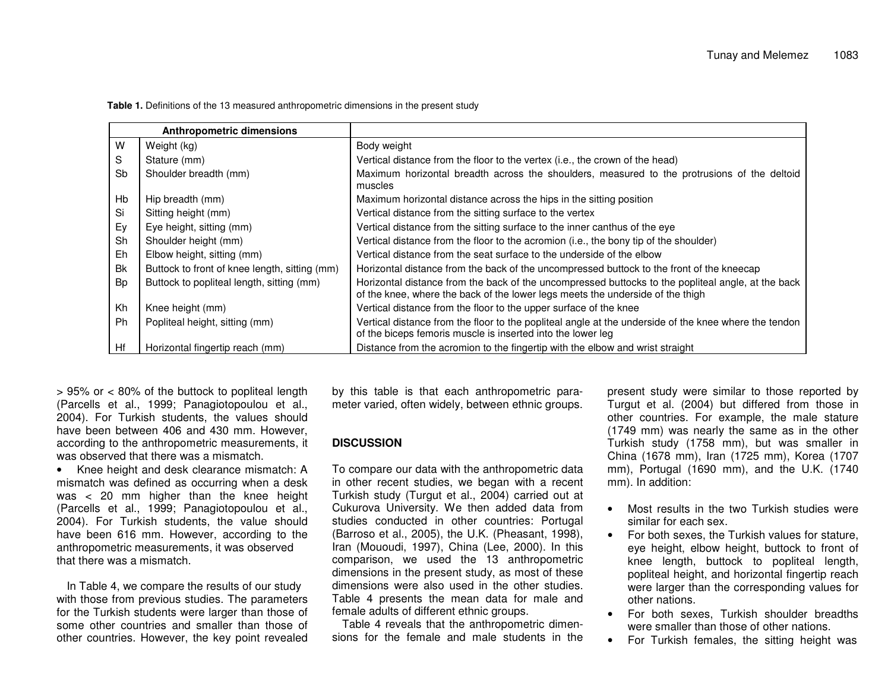**Table 1.** Definitions of the 13 measured anthropometric dimensions in the present study

| Anthropometric dimensions | | |
|---|---|---|
| W | Weight (kg) | Body weight |
| S | Stature (mm) | Vertical distance from the floor to the vertex (i.e., the crown of the head) |
| Sb | Shoulder breadth (mm) | Maximum horizontal breadth across the shoulders, measured to the protrusions of the deltoid muscles |
| Hb | Hip breadth (mm) | Maximum horizontal distance across the hips in the sitting position |
| Si | Sitting height (mm) | Vertical distance from the sitting surface to the vertex |
| Ey | Eye height, sitting (mm) | Vertical distance from the sitting surface to the inner canthus of the eye |
| Sh | Shoulder height (mm) | Vertical distance from the floor to the acromion (i.e., the bony tip of the shoulder) |
| Eh | Elbow height, sitting (mm) | Vertical distance from the seat surface to the underside of the elbow |
| Bk | Buttock to front of knee length, sitting (mm) | Horizontal distance from the back of the uncompressed buttock to the front of the kneecap |
| Bp | Buttock to popliteal length, sitting (mm) | Horizontal distance from the back of the uncompressed buttocks to the popliteal angle, at the back of the knee, where the back of the lower legs meets the underside of the thigh |
| Kh | Knee height (mm) | Vertical distance from the floor to the upper surface of the knee |
| Ph | Popliteal height, sitting (mm) | Vertical distance from the floor to the popliteal angle at the underside of the knee where the tendon of the biceps femoris muscle is inserted into the lower leg |
| Hf | Horizontal fingertip reach (mm) | Distance from the acromion to the fingertip with the elbow and wrist straight |

> 95% or < 80% of the buttock to popliteal length (Parcells et al., 1999; Panagiotopoulou et al., 2004). For Turkish students, the values should have been between 406 and 430 mm. However, according to the anthropometric measurements, it was observed that there was a mismatch.

- Knee height and desk clearance mismatch: A mismatch was defined as occurring when a desk was < 20 mm higher than the knee height (Parcells et al., 1999; Panagiotopoulou et al., 2004). For Turkish students, the value should have been 616 mm. However, according to the anthropometric measurements, it was observed that there was a mismatch.

In Table 4, we compare the results of our study with those from previous studies. The parameters for the Turkish students were larger than those of some other countries and smaller than those of other countries. However, the key point revealed by this table is that each anthropometric parameter varied, often widely, between ethnic groups.

## DISCUSSION

To compare our data with the anthropometric data in other recent studies, we began with a recent Turkish study (Turgut et al., 2004) carried out at Cukurova University. We then added data from studies conducted in other countries: Portugal (Barroso et al., 2005), the U.K. (Pheasant, 1998), Iran (Mououdi, 1997), China (Lee, 2000). In this comparison, we used the 13 anthropometric dimensions in the present study, as most of these dimensions were also used in the other studies. Table 4 presents the mean data for male and female adults of different ethnic groups.

Table 4 reveals that the anthropometric dimensions for the female and male students in the present study were similar to those reported by Turgut et al. (2004) but differed from those in other countries. For example, the male stature (1749 mm) was nearly the same as in the other Turkish study (1758 mm), but was smaller in China (1678 mm), Iran (1725 mm), Korea (1707 mm), Portugal (1690 mm), and the U.K. (1740 mm). In addition:

- Most results in the two Turkish studies were similar for each sex.
- For both sexes, the Turkish values for stature, eye height, elbow height, buttock to front of knee length, buttock to popliteal length, popliteal height, and horizontal fingertip reach were larger than the corresponding values for other nations.
- For both sexes, Turkish shoulder breadths were smaller than those of other nations.
- For Turkish females, the sitting height was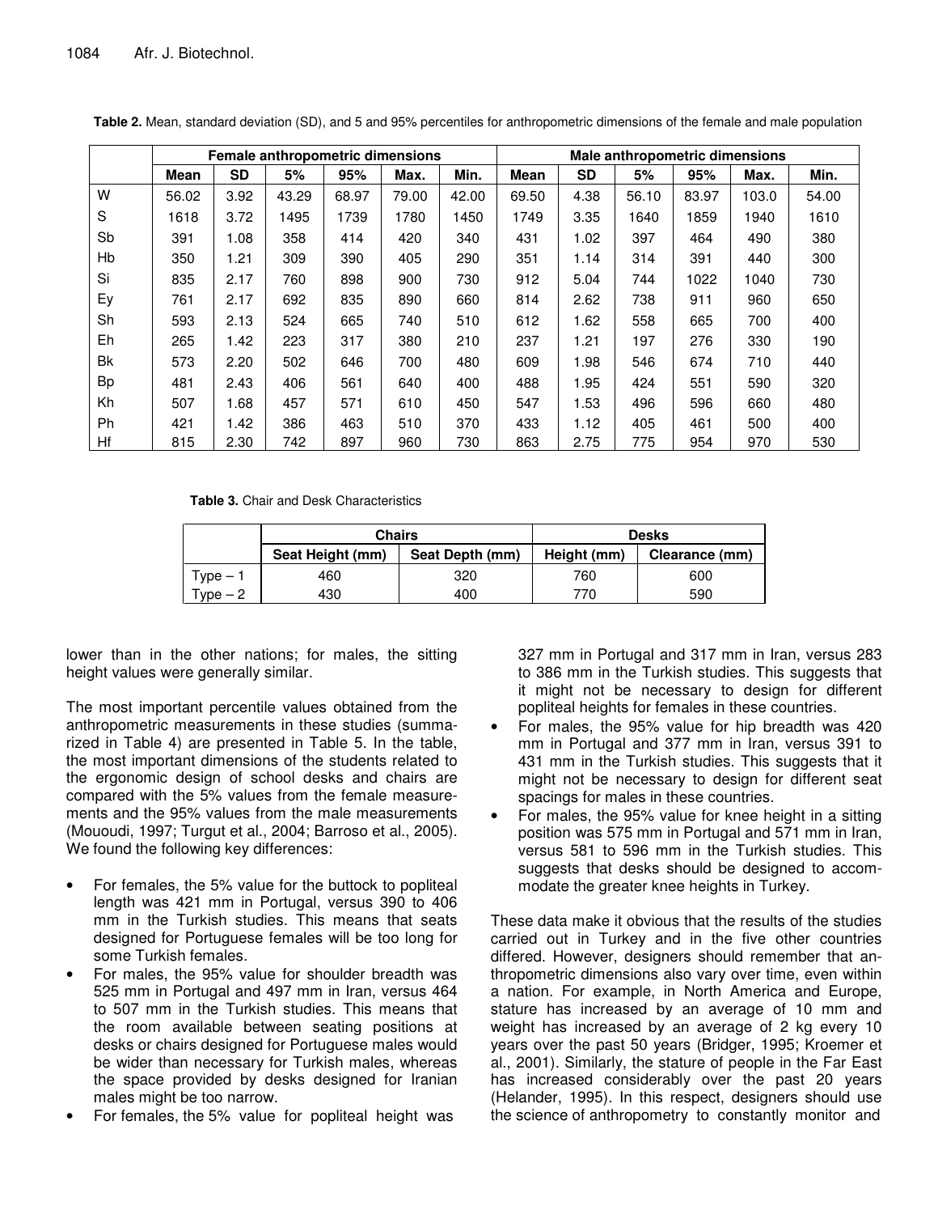**Table 2.** Mean, standard deviation (SD), and 5 and 95% percentiles for anthropometric dimensions of the female and male population

| | Female anthropometric dimensions | | | | | | Male anthropometric dimensions | | | | | |
|---|---|---|---|---|---|---|---|---|---|---|---|---|
| | Mean | SD | 5% | 95% | Max. | Min. | Mean | SD | 5% | 95% | Max. | Min. |
| W | 56.02 | 3.92 | 43.29 | 68.97 | 79.00 | 42.00 | 69.50 | 4.38 | 56.10 | 83.97 | 103.0 | 54.00 |
| S | 1618 | 3.72 | 1495 | 1739 | 1780 | 1450 | 1749 | 3.35 | 1640 | 1859 | 1940 | 1610 |
| Sb | 391 | 1.08 | 358 | 414 | 420 | 340 | 431 | 1.02 | 397 | 464 | 490 | 380 |
| Hb | 350 | 1.21 | 309 | 390 | 405 | 290 | 351 | 1.14 | 314 | 391 | 440 | 300 |
| Si | 835 | 2.17 | 760 | 898 | 900 | 730 | 912 | 5.04 | 744 | 1022 | 1040 | 730 |
| Ey | 761 | 2.17 | 692 | 835 | 890 | 660 | 814 | 2.62 | 738 | 911 | 960 | 650 |
| Sh | 593 | 2.13 | 524 | 665 | 740 | 510 | 612 | 1.62 | 558 | 665 | 700 | 400 |
| Eh | 265 | 1.42 | 223 | 317 | 380 | 210 | 237 | 1.21 | 197 | 276 | 330 | 190 |
| Bk | 573 | 2.20 | 502 | 646 | 700 | 480 | 609 | 1.98 | 546 | 674 | 710 | 440 |
| Bp | 481 | 2.43 | 406 | 561 | 640 | 400 | 488 | 1.95 | 424 | 551 | 590 | 320 |
| Kh | 507 | 1.68 | 457 | 571 | 610 | 450 | 547 | 1.53 | 496 | 596 | 660 | 480 |
| Ph | 421 | 1.42 | 386 | 463 | 510 | 370 | 433 | 1.12 | 405 | 461 | 500 | 400 |
| Hf | 815 | 2.30 | 742 | 897 | 960 | 730 | 863 | 2.75 | 775 | 954 | 970 | 530 |

**Table 3.** Chair and Desk Characteristics

| | Chairs | | Desks | |
|---|---|---|---|---|
| | Seat Height (mm) | Seat Depth (mm) | Height (mm) | Clearance (mm) |
| Type – 1 | 460 | 320 | 760 | 600 |
| Type – 2 | 430 | 400 | 770 | 590 |

lower than in the other nations; for males, the sitting height values were generally similar.

The most important percentile values obtained from the anthropometric measurements in these studies (summarized in Table 4) are presented in Table 5. In the table, the most important dimensions of the students related to the ergonomic design of school desks and chairs are compared with the 5% values from the female measurements and the 95% values from the male measurements (Mououdi, 1997; Turgut et al., 2004; Barroso et al., 2005). We found the following key differences:

- For females, the 5% value for the buttock to popliteal length was 421 mm in Portugal, versus 390 to 406 mm in the Turkish studies. This means that seats designed for Portuguese females will be too long for some Turkish females.
- For males, the 95% value for shoulder breadth was 525 mm in Portugal and 497 mm in Iran, versus 464 to 507 mm in the Turkish studies. This means that the room available between seating positions at desks or chairs designed for Portuguese males would be wider than necessary for Turkish males, whereas the space provided by desks designed for Iranian males might be too narrow.
- For females, the 5% value for popliteal height was 327 mm in Portugal and 317 mm in Iran, versus 283 to 386 mm in the Turkish studies. This suggests that it might not be necessary to design for different popliteal heights for females in these countries.
- For males, the 95% value for hip breadth was 420 mm in Portugal and 377 mm in Iran, versus 391 to 431 mm in the Turkish studies. This suggests that it might not be necessary to design for different seat spacings for males in these countries.
- For males, the 95% value for knee height in a sitting position was 575 mm in Portugal and 571 mm in Iran, versus 581 to 596 mm in the Turkish studies. This suggests that desks should be designed to accommodate the greater knee heights in Turkey.

These data make it obvious that the results of the studies carried out in Turkey and in the five other countries differed. However, designers should remember that anthropometric dimensions also vary over time, even within a nation. For example, in North America and Europe, stature has increased by an average of 10 mm and weight has increased by an average of 2 kg every 10 years over the past 50 years (Bridger, 1995; Kroemer et al., 2001). Similarly, the stature of people in the Far East has increased considerably over the past 20 years (Helander, 1995). In this respect, designers should use the science of anthropometry to constantly monitor and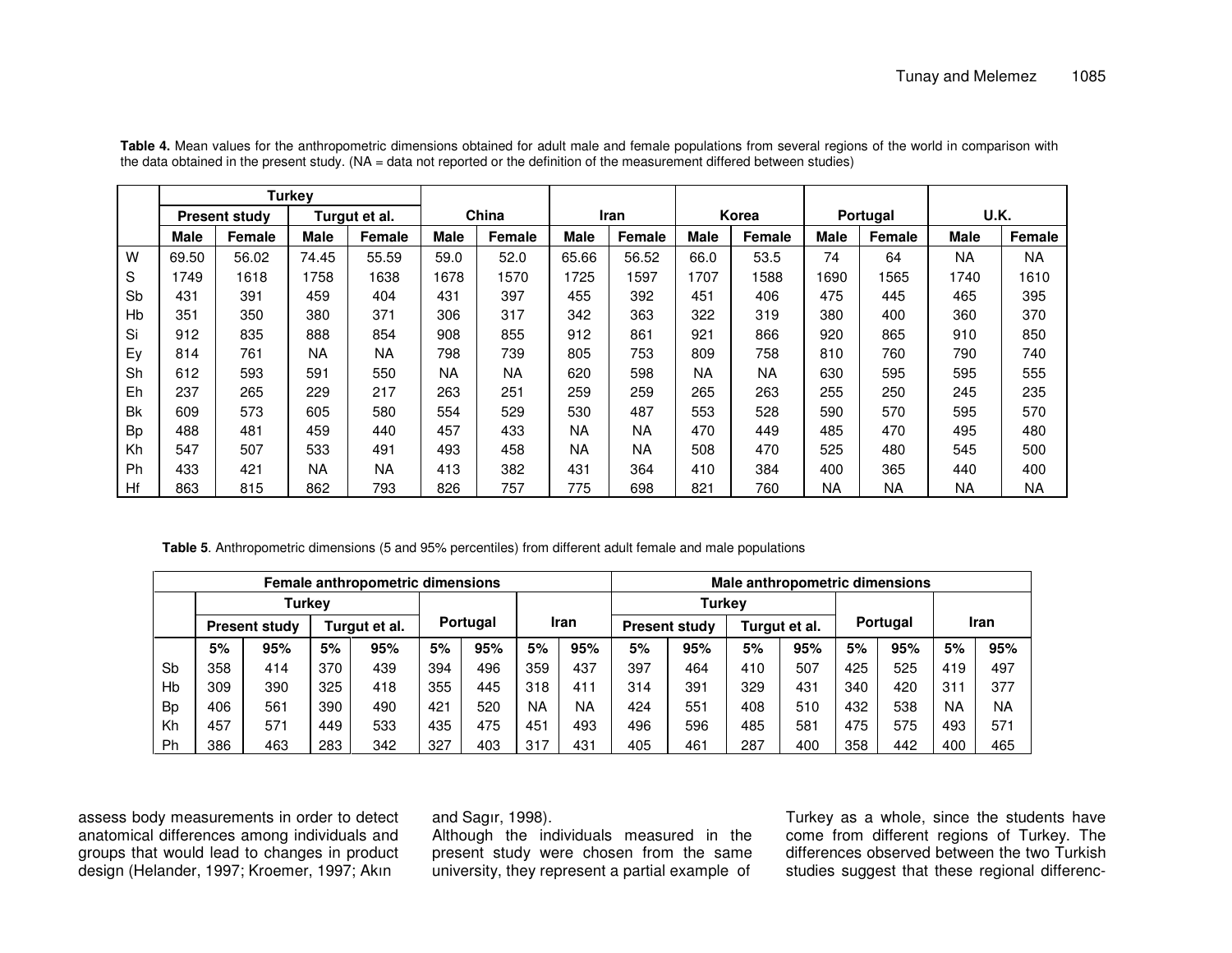**Table 4.** Mean values for the anthropometric dimensions obtained for adult male and female populations from several regions of the world in comparison with the data obtained in the present study. (NA = data not reported or the definition of the measurement differed between studies)

| | Turkey | | | | China | | Iran | | Korea | | Portugal | | U.K. | |
|---|---|---|---|---|---|---|---|---|---|---|---|---|---|---|
| | Present study | | Turgut et al. | | | | | | | | | | | |
| | Male | Female | Male | Female | Male | Female | Male | Female | Male | Female | Male | Female | Male | Female |
| W | 69.50 | 56.02 | 74.45 | 55.59 | 59.0 | 52.0 | 65.66 | 56.52 | 66.0 | 53.5 | 74 | 64 | NA | NA |
| S | 1749 | 1618 | 1758 | 1638 | 1678 | 1570 | 1725 | 1597 | 1707 | 1588 | 1690 | 1565 | 1740 | 1610 |
| Sb | 431 | 391 | 459 | 404 | 431 | 397 | 455 | 392 | 451 | 406 | 475 | 445 | 465 | 395 |
| Hb | 351 | 350 | 380 | 371 | 306 | 317 | 342 | 363 | 322 | 319 | 380 | 400 | 360 | 370 |
| Si | 912 | 835 | 888 | 854 | 908 | 855 | 912 | 861 | 921 | 866 | 920 | 865 | 910 | 850 |
| Ey | 814 | 761 | NA | NA | 798 | 739 | 805 | 753 | 809 | 758 | 810 | 760 | 790 | 740 |
| Sh | 612 | 593 | 591 | 550 | NA | NA | 620 | 598 | NA | NA | 630 | 595 | 595 | 555 |
| Eh | 237 | 265 | 229 | 217 | 263 | 251 | 259 | 259 | 265 | 263 | 255 | 250 | 245 | 235 |
| Bk | 609 | 573 | 605 | 580 | 554 | 529 | 530 | 487 | 553 | 528 | 590 | 570 | 595 | 570 |
| Bp | 488 | 481 | 459 | 440 | 457 | 433 | NA | NA | 470 | 449 | 485 | 470 | 495 | 480 |
| Kh | 547 | 507 | 533 | 491 | 493 | 458 | NA | NA | 508 | 470 | 525 | 480 | 545 | 500 |
| Ph | 433 | 421 | NA | NA | 413 | 382 | 431 | 364 | 410 | 384 | 400 | 365 | 440 | 400 |
| Hf | 863 | 815 | 862 | 793 | 826 | 757 | 775 | 698 | 821 | 760 | NA | NA | NA | NA |

**Table 5**. Anthropometric dimensions (5 and 95% percentiles) from different adult female and male populations

| | Female anthropometric dimensions | | | | | | | | Male anthropometric dimensions | | | | | | | |
|---|---|---|---|---|---|---|---|---|---|---|---|---|---|---|---|---|
| | Turkey | | | | Portugal | | Iran | | Turkey | | | | Portugal | | Iran | |
| | Present study | | Turgut et al. | | | | | | Present study | | Turgut et al. | | | | | |
| | 5% | 95% | 5% | 95% | 5% | 95% | 5% | 95% | 5% | 95% | 5% | 95% | 5% | 95% | 5% | 95% |
| Sb | 358 | 414 | 370 | 439 | 394 | 496 | 359 | 437 | 397 | 464 | 410 | 507 | 425 | 525 | 419 | 497 |
| Hb | 309 | 390 | 325 | 418 | 355 | 445 | 318 | 411 | 314 | 391 | 329 | 431 | 340 | 420 | 311 | 377 |
| Bp | 406 | 561 | 390 | 490 | 421 | 520 | NA | NA | 424 | 551 | 408 | 510 | 432 | 538 | NA | NA |
| Kh | 457 | 571 | 449 | 533 | 435 | 475 | 451 | 493 | 496 | 596 | 485 | 581 | 475 | 575 | 493 | 571 |
| Ph | 386 | 463 | 283 | 342 | 327 | 403 | 317 | 431 | 405 | 461 | 287 | 400 | 358 | 442 | 400 | 465 |

assess body measurements in order to detect anatomical differences among individuals and groups that would lead to changes in product design (Helander, 1997; Kroemer, 1997; Akın and Sagır, 1998).

Although the individuals measured in the present study were chosen from the same university, they represent a partial example of Turkey as a whole, since the students have come from different regions of Turkey. The differences observed between the two Turkish studies suggest that these regional differenc-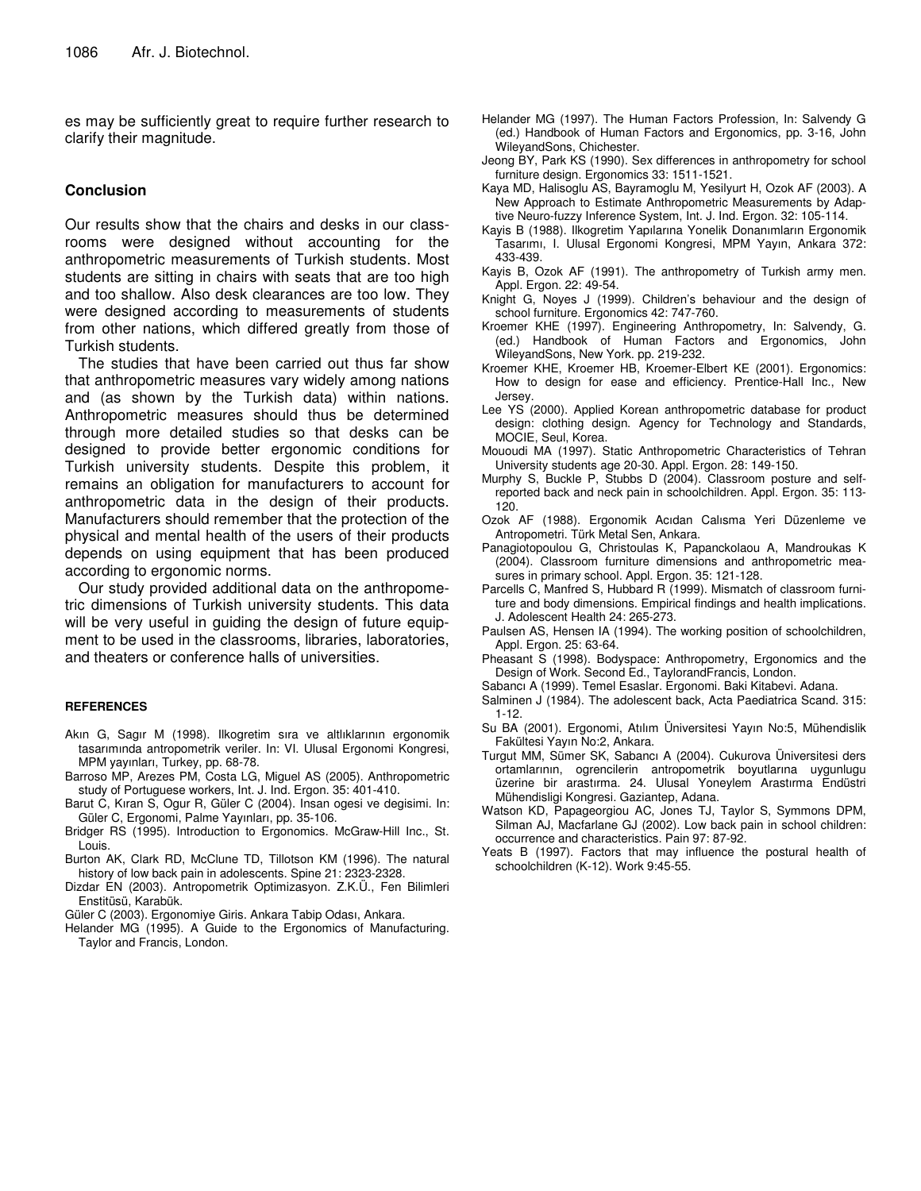es may be sufficiently great to require further research to clarify their magnitude.

## Conclusion

Our results show that the chairs and desks in our classrooms were designed without accounting for the anthropometric measurements of Turkish students. Most students are sitting in chairs with seats that are too high and too shallow. Also desk clearances are too low. They were designed according to measurements of students from other nations, which differed greatly from those of Turkish students.

The studies that have been carried out thus far show that anthropometric measures vary widely among nations and (as shown by the Turkish data) within nations. Anthropometric measures should thus be determined through more detailed studies so that desks can be designed to provide better ergonomic conditions for Turkish university students. Despite this problem, it remains an obligation for manufacturers to account for anthropometric data in the design of their products. Manufacturers should remember that the protection of the physical and mental health of the users of their products depends on using equipment that has been produced according to ergonomic norms.

Our study provided additional data on the anthropometric dimensions of Turkish university students. This data will be very useful in guiding the design of future equipment to be used in the classrooms, libraries, laboratories, and theaters or conference halls of universities.

## REFERENCES

Akın G, Sagır M (1998). Ilkogretim sıra ve altlıklarının ergonomik tasarımında antropometrik veriler. In: VI. Ulusal Ergonomi Kongresi, MPM yayınları, Turkey, pp. 68-78.

Barroso MP, Arezes PM, Costa LG, Miguel AS (2005). Anthropometric study of Portuguese workers, Int. J. Ind. Ergon. 35: 401-410.

Barut C, Kıran S, Ogur R, Güler C (2004). Insan ogesi ve degisimi. In: Güler C, Ergonomi, Palme Yayınları, pp. 35-106.

Bridger RS (1995). Introduction to Ergonomics. McGraw-Hill Inc., St. Louis.

Burton AK, Clark RD, McClune TD, Tillotson KM (1996). The natural history of low back pain in adolescents. Spine 21: 2323-2328.

Dizdar EN (2003). Antropometrik Optimizasyon. Z.K.Ü., Fen Bilimleri Enstitüsü, Karabük.

Güler C (2003). Ergonomiye Giris. Ankara Tabip Odası, Ankara.

Helander MG (1995). A Guide to the Ergonomics of Manufacturing. Taylor and Francis, London.

Helander MG (1997). The Human Factors Profession, In: Salvendy G (ed.) Handbook of Human Factors and Ergonomics, pp. 3-16, John WileyandSons, Chichester.

Jeong BY, Park KS (1990). Sex differences in anthropometry for school furniture design. Ergonomics 33: 1511-1521.

Kaya MD, Halisoglu AS, Bayramoglu M, Yesilyurt H, Ozok AF (2003). A New Approach to Estimate Anthropometric Measurements by Adaptive Neuro-fuzzy Inference System, Int. J. Ind. Ergon. 32: 105-114.

Kayis B (1988). Ilkogretim Yapılarına Yonelik Donanımların Ergonomik Tasarımı, I. Ulusal Ergonomi Kongresi, MPM Yayın, Ankara 372: 433-439.

Kayis B, Ozok AF (1991). The anthropometry of Turkish army men. Appl. Ergon. 22: 49-54.

Knight G, Noyes J (1999). Children's behaviour and the design of school furniture. Ergonomics 42: 747-760.

Kroemer KHE (1997). Engineering Anthropometry, In: Salvendy, G. (ed.) Handbook of Human Factors and Ergonomics, John WileyandSons, New York. pp. 219-232.

Kroemer KHE, Kroemer HB, Kroemer-Elbert KE (2001). Ergonomics: How to design for ease and efficiency. Prentice-Hall Inc., New Jersey.

Lee YS (2000). Applied Korean anthropometric database for product design: clothing design. Agency for Technology and Standards, MOCIE, Seul, Korea.

Mououdi MA (1997). Static Anthropometric Characteristics of Tehran University students age 20-30. Appl. Ergon. 28: 149-150.

Murphy S, Buckle P, Stubbs D (2004). Classroom posture and self-reported back and neck pain in schoolchildren. Appl. Ergon. 35: 113-120.

Ozok AF (1988). Ergonomik Acıdan Calısma Yeri Düzenleme ve Antropometri. Türk Metal Sen, Ankara.

Panagiotopoulou G, Christoulas K, Papanckolaou A, Mandroukas K (2004). Classroom furniture dimensions and anthropometric measures in primary school. Appl. Ergon. 35: 121-128.

Parcells C, Manfred S, Hubbard R (1999). Mismatch of classroom furniture and body dimensions. Empirical findings and health implications. J. Adolescent Health 24: 265-273.

Paulsen AS, Hensen IA (1994). The working position of schoolchildren, Appl. Ergon. 25: 63-64.

Pheasant S (1998). Bodyspace: Anthropometry, Ergonomics and the Design of Work. Second Ed., TaylorandFrancis, London.

Sabancı A (1999). Temel Esaslar. Ergonomi. Baki Kitabevi. Adana.

Salminen J (1984). The adolescent back, Acta Paediatrica Scand. 315: 1-12.

Su BA (2001). Ergonomi, Atılım Üniversitesi Yayın No:5, Mühendislik Fakültesi Yayın No:2, Ankara.

Turgut MM, Sümer SK, Sabancı A (2004). Cukurova Üniversitesi ders ortamlarının, ogrencilerin antropometrik boyutlarına uygunlugu üzerine bir arastırma. 24. Ulusal Yoneylem Arastırma Endüstri Mühendisligi Kongresi. Gaziantep, Adana.

Watson KD, Papageorgiou AC, Jones TJ, Taylor S, Symmons DPM, Silman AJ, Macfarlane GJ (2002). Low back pain in school children: occurrence and characteristics. Pain 97: 87-92.

Yeats B (1997). Factors that may influence the postural health of schoolchildren (K-12). Work 9:45-55.